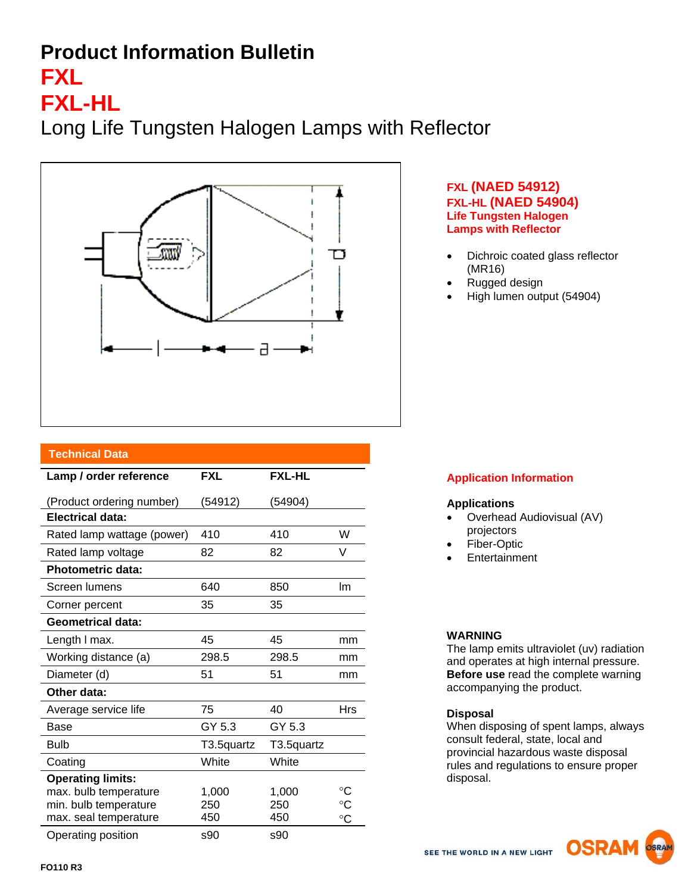# Product Information Bulletin

# FXL

# FXL-HL

## Long Life Tungsten Halogen Lamps with Reflector

**FXL (NAED 54912)**
**FXL-HL (NAED 54904)**
**Life Tungsten Halogen Lamps with Reflector**

- Dichroic coated glass reflector (MR16)
- Rugged design
- High lumen output (54904)

### Technical Data

| Lamp / order reference | FXL | FXL-HL | |
|---|---|---|---|
| (Product ordering number) | (54912) | (54904) | |
| **Electrical data:** | | | |
| Rated lamp wattage (power) | 410 | 410 | W |
| Rated lamp voltage | 82 | 82 | V |
| **Photometric data:** | | | |
| Screen lumens | 640 | 850 | lm |
| Corner percent | 35 | 35 | |
| **Geometrical data:** | | | |
| Length l max. | 45 | 45 | mm |
| Working distance (a) | 298.5 | 298.5 | mm |
| Diameter (d) | 51 | 51 | mm |
| **Other data:** | | | |
| Average service life | 75 | 40 | Hrs |
| Base | GY 5.3 | GY 5.3 | |
| Bulb | T3.5quartz | T3.5quartz | |
| Coating | White | White | |
| **Operating limits:** | | | |
| max. bulb temperature | 1,000 | 1,000 | °C |
| min. bulb temperature | 250 | 250 | °C |
| max. seal temperature | 450 | 450 | °C |
| Operating position | s90 | s90 | |

### Application Information

**Applications**

- Overhead Audiovisual (AV) projectors
- Fiber-Optic
- Entertainment

**WARNING**
The lamp emits ultraviolet (uv) radiation and operates at high internal pressure. **Before use** read the complete warning accompanying the product.

**Disposal**
When disposing of spent lamps, always consult federal, state, local and provincial hazardous waste disposal rules and regulations to ensure proper disposal.

SEE THE WORLD IN A NEW LIGHT OSRAM

FO110 R3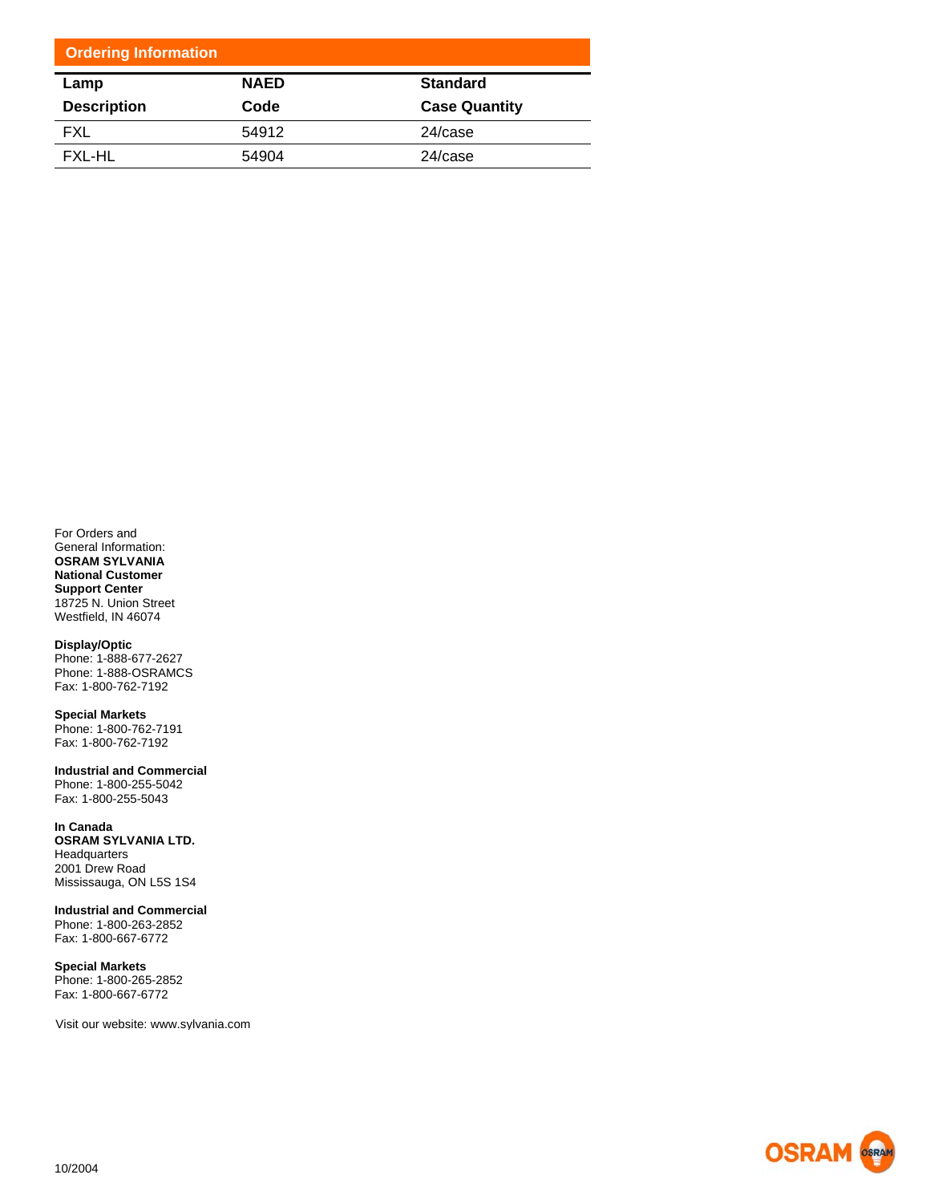## Ordering Information

| Lamp Description | NAED Code | Standard Case Quantity |
|---|---|---|
| FXL | 54912 | 24/case |
| FXL-HL | 54904 | 24/case |

For Orders and General Information:
**OSRAM SYLVANIA National Customer Support Center**
18725 N. Union Street
Westfield, IN 46074

**Display/Optic**
Phone: 1-888-677-2627
Phone: 1-888-OSRAMCS
Fax: 1-800-762-7192

**Special Markets**
Phone: 1-800-762-7191
Fax: 1-800-762-7192

**Industrial and Commercial**
Phone: 1-800-255-5042
Fax: 1-800-255-5043

**In Canada**
**OSRAM SYLVANIA LTD.**
Headquarters
2001 Drew Road
Mississauga, ON L5S 1S4

**Industrial and Commercial**
Phone: 1-800-263-2852
Fax: 1-800-667-6772

**Special Markets**
Phone: 1-800-265-2852
Fax: 1-800-667-6772

Visit our website: www.sylvania.com

10/2004

OSRAM